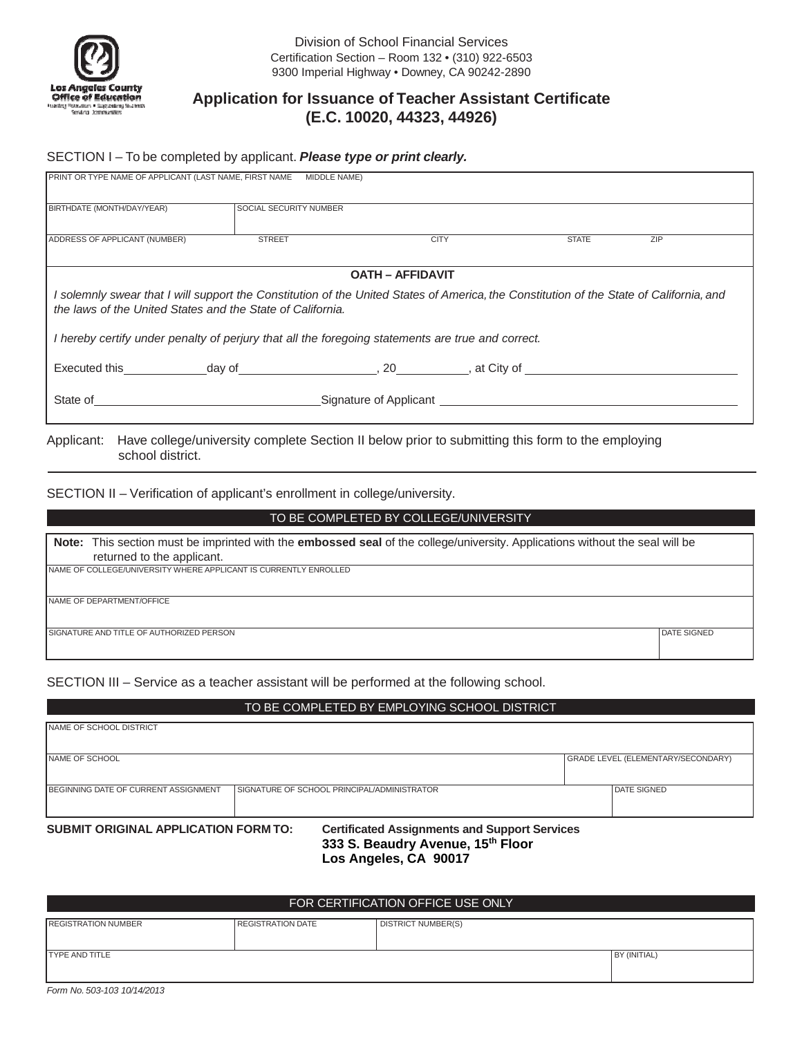Los Angeles County Office of Education

Division of School Financial Services
Certification Section – Room 132 • (310) 922-6503
9300 Imperial Highway • Downey, CA 90242-2890

# Application for Issuance of Teacher Assistant Certificate (E.C. 10020, 44323, 44926)

SECTION I – To be completed by applicant. ***Please type or print clearly.***

| PRINT OR TYPE NAME OF APPLICANT (LAST NAME, FIRST NAME MIDDLE NAME) | | | | |
|---|---|---|---|---|
| BIRTHDATE (MONTH/DAY/YEAR) | SOCIAL SECURITY NUMBER | | | |
| ADDRESS OF APPLICANT (NUMBER) | STREET | CITY | STATE | ZIP |

**OATH – AFFIDAVIT**

*I solemnly swear that I will support the Constitution of the United States of America, the Constitution of the State of California, and the laws of the United States and the State of California.*

*I hereby certify under penalty of perjury that all the foregoing statements are true and correct.*

Executed this_____________day of_____________________, 20___________, at City of _______________________________

State of__________________________________Signature of Applicant _____________________________________________

Applicant: Have college/university complete Section II below prior to submitting this form to the employing school district.

SECTION II – Verification of applicant's enrollment in college/university.

TO BE COMPLETED BY COLLEGE/UNIVERSITY

**Note:** This section must be imprinted with the **embossed seal** of the college/university. Applications without the seal will be returned to the applicant.

| NAME OF COLLEGE/UNIVERSITY WHERE APPLICANT IS CURRENTLY ENROLLED | |
|---|---|
| NAME OF DEPARTMENT/OFFICE | |
| SIGNATURE AND TITLE OF AUTHORIZED PERSON | DATE SIGNED |

SECTION III – Service as a teacher assistant will be performed at the following school.

TO BE COMPLETED BY EMPLOYING SCHOOL DISTRICT

| NAME OF SCHOOL DISTRICT | | |
|---|---|---|
| NAME OF SCHOOL | | GRADE LEVEL (ELEMENTARY/SECONDARY) |
| BEGINNING DATE OF CURRENT ASSIGNMENT | SIGNATURE OF SCHOOL PRINCIPAL/ADMINISTRATOR | DATE SIGNED |

**SUBMIT ORIGINAL APPLICATION FORM TO:** **Certificated Assignments and Support Services**
**333 S. Beaudry Avenue, 15th Floor**
**Los Angeles, CA 90017**

FOR CERTIFICATION OFFICE USE ONLY

| REGISTRATION NUMBER | REGISTRATION DATE | DISTRICT NUMBER(S) | |
|---|---|---|---|
| TYPE AND TITLE | | | BY (INITIAL) |

*Form No. 503-103 10/14/2013*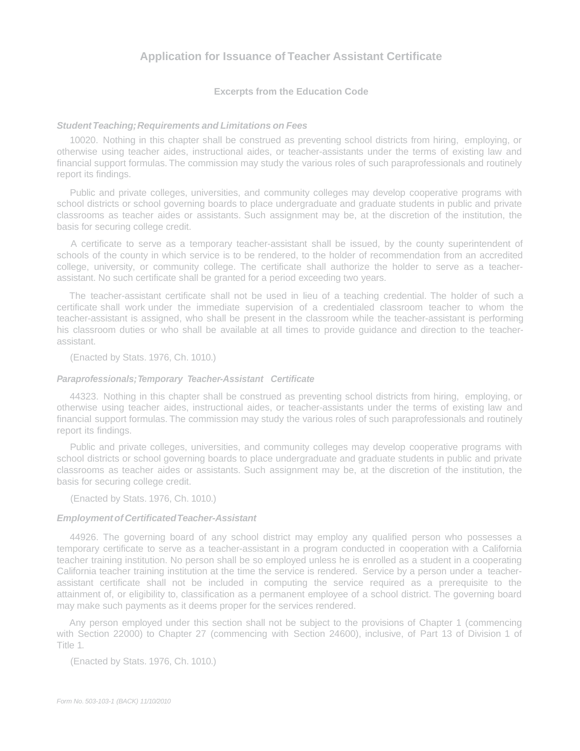# Application for Issuance of Teacher Assistant Certificate

## Excerpts from the Education Code

***Student Teaching; Requirements and Limitations on Fees***

10020. Nothing in this chapter shall be construed as preventing school districts from hiring, employing, or otherwise using teacher aides, instructional aides, or teacher-assistants under the terms of existing law and financial support formulas. The commission may study the various roles of such paraprofessionals and routinely report its findings.

Public and private colleges, universities, and community colleges may develop cooperative programs with school districts or school governing boards to place undergraduate and graduate students in public and private classrooms as teacher aides or assistants. Such assignment may be, at the discretion of the institution, the basis for securing college credit.

A certificate to serve as a temporary teacher-assistant shall be issued, by the county superintendent of schools of the county in which service is to be rendered, to the holder of recommendation from an accredited college, university, or community college. The certificate shall authorize the holder to serve as a teacher-assistant. No such certificate shall be granted for a period exceeding two years.

The teacher-assistant certificate shall not be used in lieu of a teaching credential. The holder of such a certificate shall work under the immediate supervision of a credentialed classroom teacher to whom the teacher-assistant is assigned, who shall be present in the classroom while the teacher-assistant is performing his classroom duties or who shall be available at all times to provide guidance and direction to the teacher-assistant.

(Enacted by Stats. 1976, Ch. 1010.)

***Paraprofessionals; Temporary Teacher-Assistant Certificate***

44323. Nothing in this chapter shall be construed as preventing school districts from hiring, employing, or otherwise using teacher aides, instructional aides, or teacher-assistants under the terms of existing law and financial support formulas. The commission may study the various roles of such paraprofessionals and routinely report its findings.

Public and private colleges, universities, and community colleges may develop cooperative programs with school districts or school governing boards to place undergraduate and graduate students in public and private classrooms as teacher aides or assistants. Such assignment may be, at the discretion of the institution, the basis for securing college credit.

(Enacted by Stats. 1976, Ch. 1010.)

***Employment of Certificated Teacher-Assistant***

44926. The governing board of any school district may employ any qualified person who possesses a temporary certificate to serve as a teacher-assistant in a program conducted in cooperation with a California teacher training institution. No person shall be so employed unless he is enrolled as a student in a cooperating California teacher training institution at the time the service is rendered. Service by a person under a teacher-assistant certificate shall not be included in computing the service required as a prerequisite to the attainment of, or eligibility to, classification as a permanent employee of a school district. The governing board may make such payments as it deems proper for the services rendered.

Any person employed under this section shall not be subject to the provisions of Chapter 1 (commencing with Section 22000) to Chapter 27 (commencing with Section 24600), inclusive, of Part 13 of Division 1 of Title 1.

(Enacted by Stats. 1976, Ch. 1010.)

*Form No. 503-103-1 (BACK) 11/10/2010*